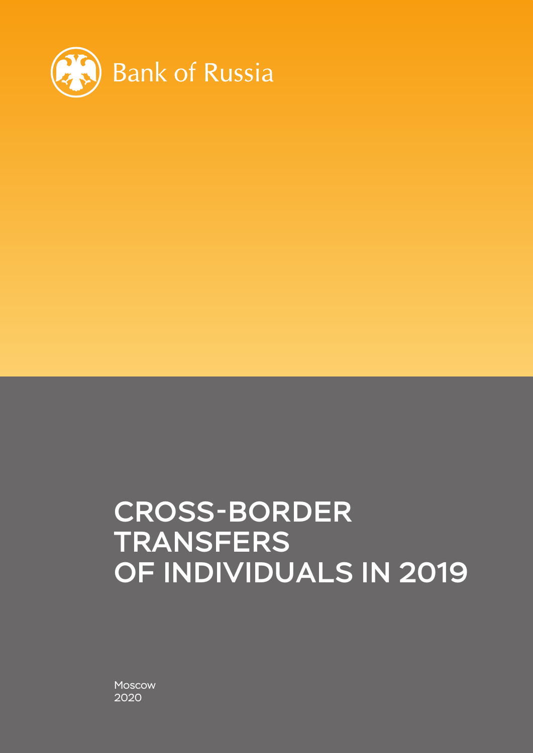Bank of Russia

# CROSS-BORDER TRANSFERS OF INDIVIDUALS IN 2019

Moscow
2020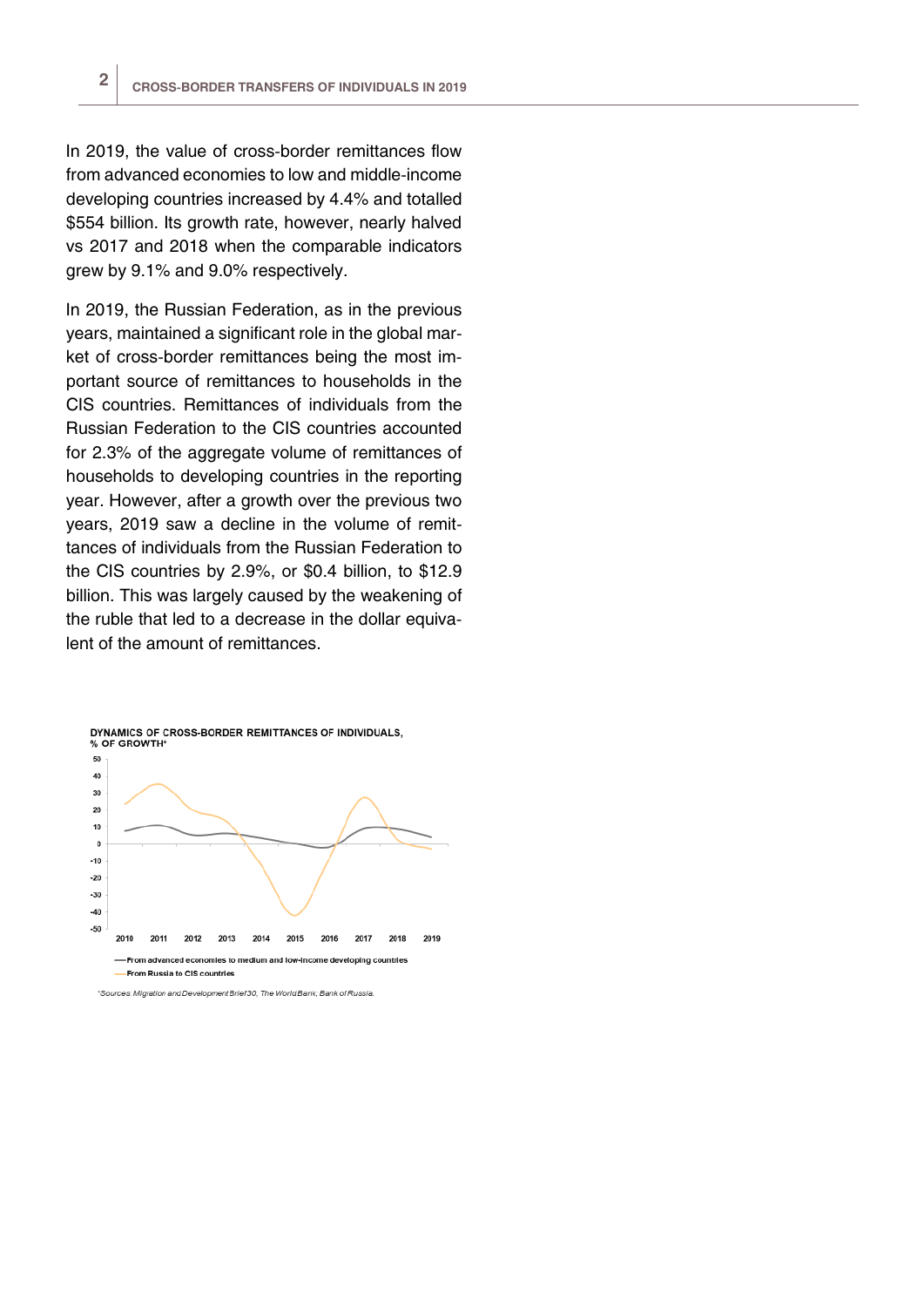In 2019, the value of cross-border remittances flow from advanced economies to low and middle-income developing countries increased by 4.4% and totalled $554 billion. Its growth rate, however, nearly halved vs 2017 and 2018 when the comparable indicators grew by 9.1% and 9.0% respectively.

In 2019, the Russian Federation, as in the previous years, maintained a significant role in the global market of cross-border remittances being the most important source of remittances to households in the CIS countries. Remittances of individuals from the Russian Federation to the CIS countries accounted for 2.3% of the aggregate volume of remittances of households to developing countries in the reporting year. However, after a growth over the previous two years, 2019 saw a decline in the volume of remittances of individuals from the Russian Federation to the CIS countries by 2.9%, or $0.4 billion, to $12.9 billion. This was largely caused by the weakening of the ruble that led to a decrease in the dollar equivalent of the amount of remittances.

**DYNAMICS OF CROSS-BORDER REMITTANCES OF INDIVIDUALS, % OF GROWTH***

— From advanced economies to medium and low-income developing countries

— From Russia to CIS countries

*Sources: Migration and Development Brief 30, The World Bank; Bank of Russia.*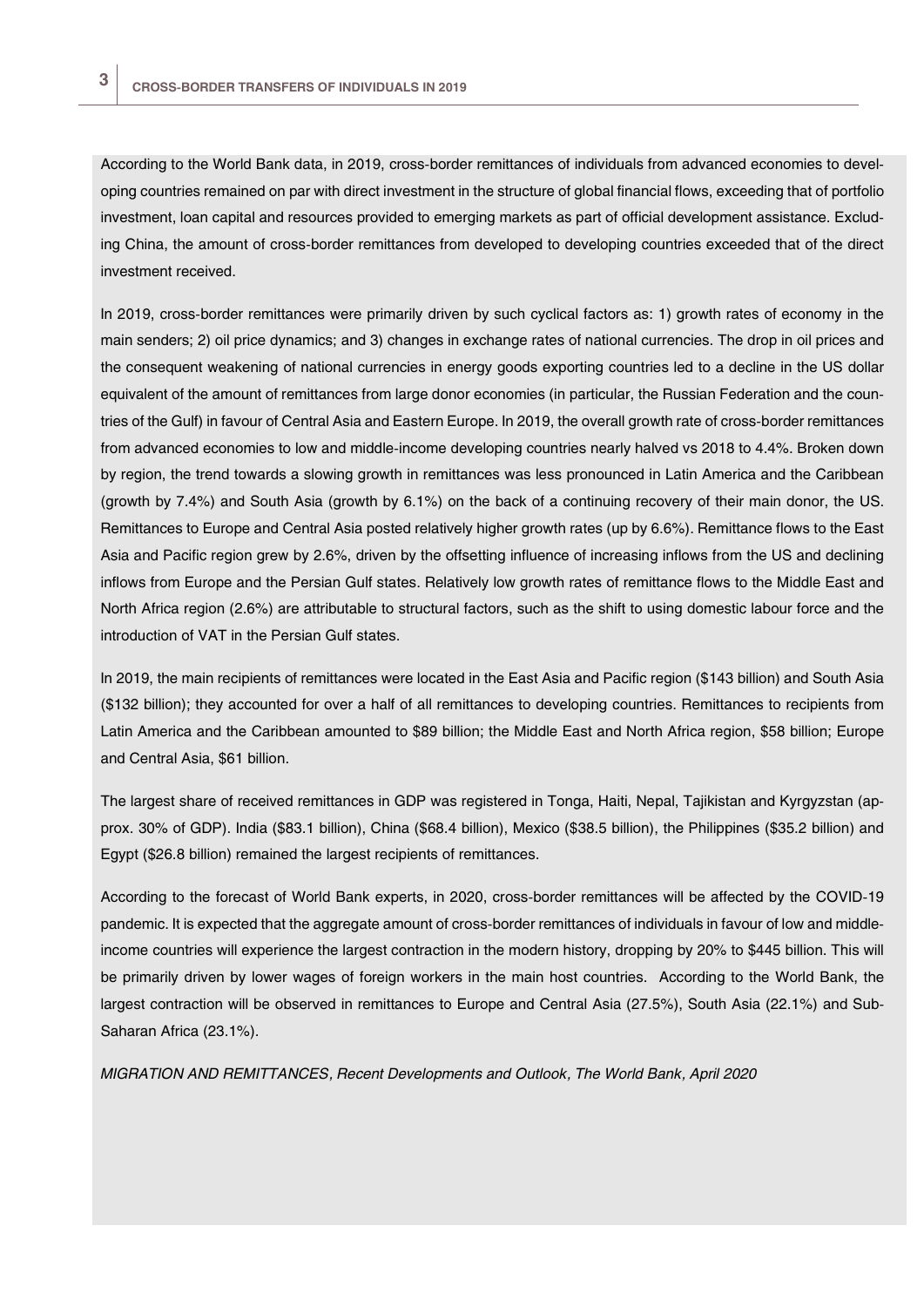According to the World Bank data, in 2019, cross-border remittances of individuals from advanced economies to developing countries remained on par with direct investment in the structure of global financial flows, exceeding that of portfolio investment, loan capital and resources provided to emerging markets as part of official development assistance. Excluding China, the amount of cross-border remittances from developed to developing countries exceeded that of the direct investment received.

In 2019, cross-border remittances were primarily driven by such cyclical factors as: 1) growth rates of economy in the main senders; 2) oil price dynamics; and 3) changes in exchange rates of national currencies. The drop in oil prices and the consequent weakening of national currencies in energy goods exporting countries led to a decline in the US dollar equivalent of the amount of remittances from large donor economies (in particular, the Russian Federation and the countries of the Gulf) in favour of Central Asia and Eastern Europe. In 2019, the overall growth rate of cross-border remittances from advanced economies to low and middle-income developing countries nearly halved vs 2018 to 4.4%. Broken down by region, the trend towards a slowing growth in remittances was less pronounced in Latin America and the Caribbean (growth by 7.4%) and South Asia (growth by 6.1%) on the back of a continuing recovery of their main donor, the US. Remittances to Europe and Central Asia posted relatively higher growth rates (up by 6.6%). Remittance flows to the East Asia and Pacific region grew by 2.6%, driven by the offsetting influence of increasing inflows from the US and declining inflows from Europe and the Persian Gulf states. Relatively low growth rates of remittance flows to the Middle East and North Africa region (2.6%) are attributable to structural factors, such as the shift to using domestic labour force and the introduction of VAT in the Persian Gulf states.

In 2019, the main recipients of remittances were located in the East Asia and Pacific region ($143 billion) and South Asia ($132 billion); they accounted for over a half of all remittances to developing countries. Remittances to recipients from Latin America and the Caribbean amounted to $89 billion; the Middle East and North Africa region, $58 billion; Europe and Central Asia, $61 billion.

The largest share of received remittances in GDP was registered in Tonga, Haiti, Nepal, Tajikistan and Kyrgyzstan (approx. 30% of GDP). India ($83.1 billion), China ($68.4 billion), Mexico ($38.5 billion), the Philippines ($35.2 billion) and Egypt ($26.8 billion) remained the largest recipients of remittances.

According to the forecast of World Bank experts, in 2020, cross-border remittances will be affected by the COVID-19 pandemic. It is expected that the aggregate amount of cross-border remittances of individuals in favour of low and middle-income countries will experience the largest contraction in the modern history, dropping by 20% to $445 billion. This will be primarily driven by lower wages of foreign workers in the main host countries. According to the World Bank, the largest contraction will be observed in remittances to Europe and Central Asia (27.5%), South Asia (22.1%) and Sub-Saharan Africa (23.1%).

*MIGRATION AND REMITTANCES, Recent Developments and Outlook, The World Bank, April 2020*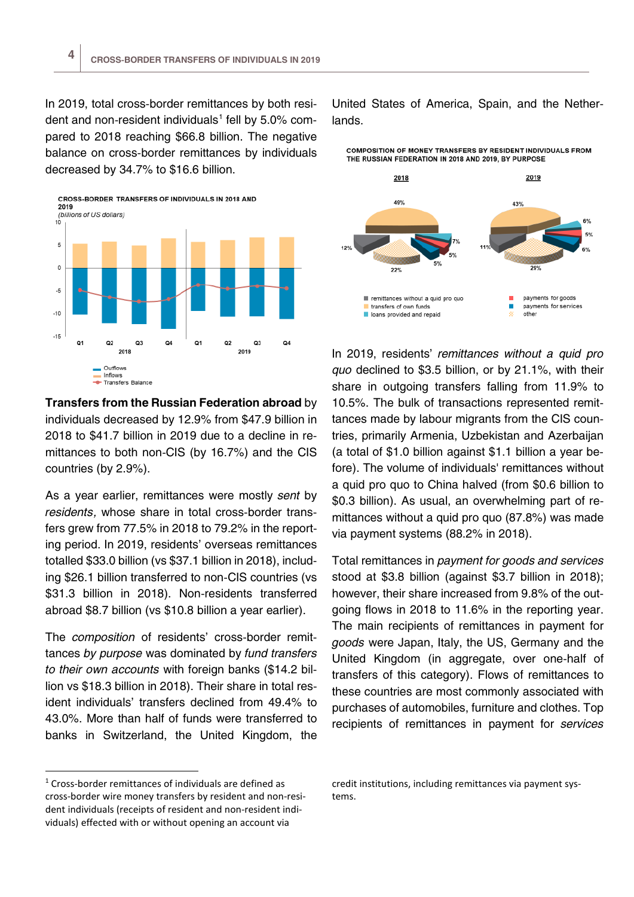In 2019, total cross-border remittances by both resident and non-resident individuals[1] fell by 5.0% compared to 2018 reaching $66.8 billion. The negative balance on cross-border remittances by individuals decreased by 34.7% to $16.6 billion.

CROSS-BORDER TRANSFERS OF INDIVIDUALS IN 2018 AND 2019
*(billions of US dollars)*

**Transfers from the Russian Federation abroad** by individuals decreased by 12.9% from $47.9 billion in 2018 to $41.7 billion in 2019 due to a decline in remittances to both non-CIS (by 16.7%) and the CIS countries (by 2.9%).

As a year earlier, remittances were mostly *sent* by *residents,* whose share in total cross-border transfers grew from 77.5% in 2018 to 79.2% in the reporting period. In 2019, residents' overseas remittances totalled $33.0 billion (vs $37.1 billion in 2018), including $26.1 billion transferred to non-CIS countries (vs $31.3 billion in 2018). Non-residents transferred abroad $8.7 billion (vs $10.8 billion a year earlier).

The *composition* of residents' cross-border remittances *by purpose* was dominated by *fund transfers to their own accounts* with foreign banks ($14.2 billion vs $18.3 billion in 2018). Their share in total resident individuals' transfers declined from 49.4% to 43.0%. More than half of funds were transferred to banks in Switzerland, the United Kingdom, the United States of America, Spain, and the Netherlands.

COMPOSITION OF MONEY TRANSFERS BY RESIDENT INDIVIDUALS FROM THE RUSSIAN FEDERATION IN 2018 AND 2019, BY PURPOSE

In 2019, residents' *remittances without a quid pro quo* declined to $3.5 billion, or by 21.1%, with their share in outgoing transfers falling from 11.9% to 10.5%. The bulk of transactions represented remittances made by labour migrants from the CIS countries, primarily Armenia, Uzbekistan and Azerbaijan (a total of $1.0 billion against $1.1 billion a year before). The volume of individuals' remittances without a quid pro quo to China halved (from $0.6 billion to $0.3 billion). As usual, an overwhelming part of remittances without a quid pro quo (87.8%) was made via payment systems (88.2% in 2018).

Total remittances in *payment for goods and services* stood at $3.8 billion (against $3.7 billion in 2018); however, their share increased from 9.8% of the outgoing flows in 2018 to 11.6% in the reporting year. The main recipients of remittances in payment for *goods* were Japan, Italy, the US, Germany and the United Kingdom (in aggregate, over one-half of transfers of this category). Flows of remittances to these countries are most commonly associated with purchases of automobiles, furniture and clothes. Top recipients of remittances in payment for *services*

---

[1] Cross-border remittances of individuals are defined as cross-border wire money transfers by resident and non-resident individuals (receipts of resident and non-resident individuals) effected with or without opening an account via credit institutions, including remittances via payment systems.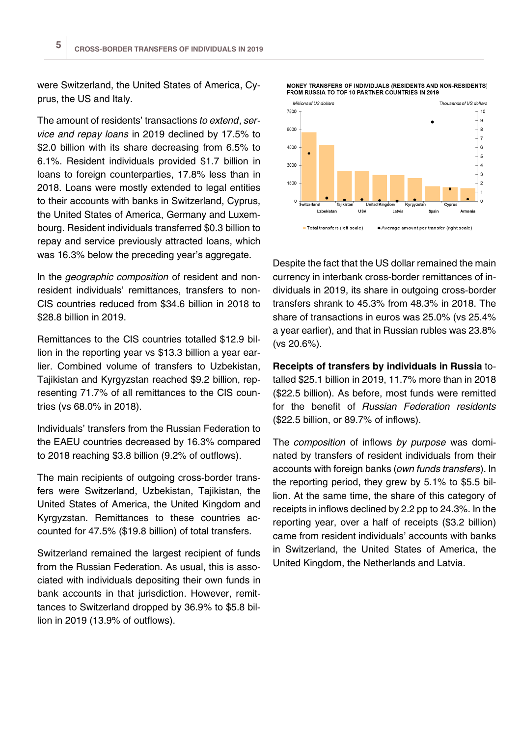were Switzerland, the United States of America, Cyprus, the US and Italy.

The amount of residents' transactions *to extend, service and repay loans* in 2019 declined by 17.5% to \$2.0 billion with its share decreasing from 6.5% to 6.1%. Resident individuals provided \$1.7 billion in loans to foreign counterparties, 17.8% less than in 2018. Loans were mostly extended to legal entities to their accounts with banks in Switzerland, Cyprus, the United States of America, Germany and Luxembourg. Resident individuals transferred \$0.3 billion to repay and service previously attracted loans, which was 16.3% below the preceding year's aggregate.

In the *geographic composition* of resident and non-resident individuals' remittances, transfers to non-CIS countries reduced from \$34.6 billion in 2018 to \$28.8 billion in 2019.

Remittances to the CIS countries totalled \$12.9 billion in the reporting year vs \$13.3 billion a year earlier. Combined volume of transfers to Uzbekistan, Tajikistan and Kyrgyzstan reached \$9.2 billion, representing 71.7% of all remittances to the CIS countries (vs 68.0% in 2018).

Individuals' transfers from the Russian Federation to the EAEU countries decreased by 16.3% compared to 2018 reaching \$3.8 billion (9.2% of outflows).

The main recipients of outgoing cross-border transfers were Switzerland, Uzbekistan, Tajikistan, the United States of America, the United Kingdom and Kyrgyzstan. Remittances to these countries accounted for 47.5% (\$19.8 billion) of total transfers.

Switzerland remained the largest recipient of funds from the Russian Federation. As usual, this is associated with individuals depositing their own funds in bank accounts in that jurisdiction. However, remittances to Switzerland dropped by 36.9% to \$5.8 billion in 2019 (13.9% of outflows).

**MONEY TRANSFERS OF INDIVIDUALS (RESIDENTS AND NON-RESIDENTS) FROM RUSSIA TO TOP 10 PARTNER COUNTRIES IN 2019**

*Millions of US dollars* (left scale); *Thousands of US dollars* (right scale)

Countries: Switzerland, Uzbekistan, Tajikistan, USA, United Kingdom, Latvia, Kyrgyzstan, Spain, Cyprus, Armenia

■ Total transfers (left scale) ● Average amount per transfer (right scale)

Despite the fact that the US dollar remained the main currency in interbank cross-border remittances of individuals in 2019, its share in outgoing cross-border transfers shrank to 45.3% from 48.3% in 2018. The share of transactions in euros was 25.0% (vs 25.4% a year earlier), and that in Russian rubles was 23.8% (vs 20.6%).

**Receipts of transfers by individuals in Russia** totalled \$25.1 billion in 2019, 11.7% more than in 2018 (\$22.5 billion). As before, most funds were remitted for the benefit of *Russian Federation residents* (\$22.5 billion, or 89.7% of inflows).

The *composition* of inflows *by purpose* was dominated by transfers of resident individuals from their accounts with foreign banks (*own funds transfers*). In the reporting period, they grew by 5.1% to \$5.5 billion. At the same time, the share of this category of receipts in inflows declined by 2.2 pp to 24.3%. In the reporting year, over a half of receipts (\$3.2 billion) came from resident individuals' accounts with banks in Switzerland, the United States of America, the United Kingdom, the Netherlands and Latvia.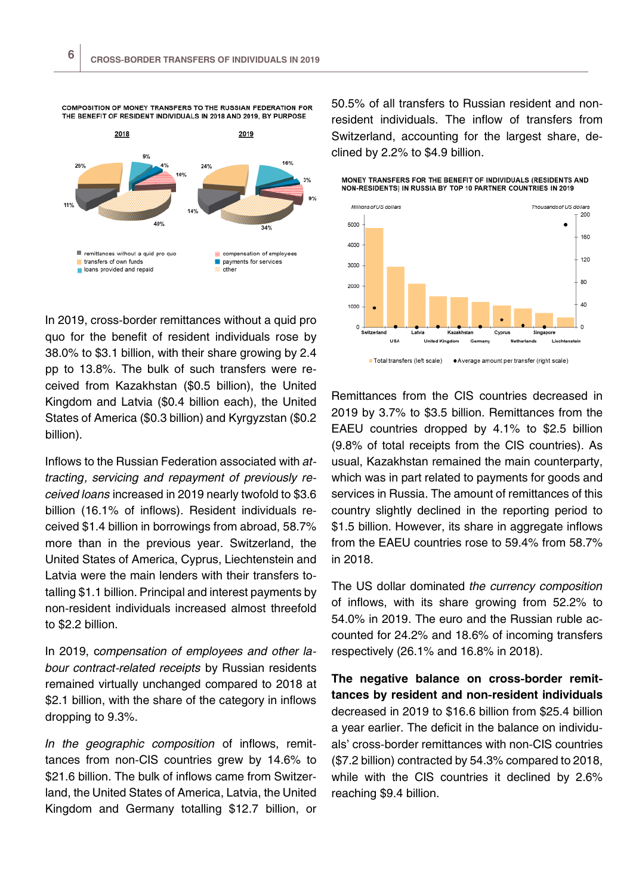**COMPOSITION OF MONEY TRANSFERS TO THE RUSSIAN FEDERATION FOR THE BENEFIT OF RESIDENT INDIVIDUALS IN 2018 AND 2019, BY PURPOSE**

**MONEY TRANSFERS FOR THE BENEFIT OF INDIVIDUALS (RESIDENTS AND NON-RESIDENTS) IN RUSSIA BY TOP 10 PARTNER COUNTRIES IN 2019**

In 2019, cross-border remittances without a quid pro quo for the benefit of resident individuals rose by 38.0% to $3.1 billion, with their share growing by 2.4 pp to 13.8%. The bulk of such transfers were received from Kazakhstan ($0.5 billion), the United Kingdom and Latvia ($0.4 billion each), the United States of America ($0.3 billion) and Kyrgyzstan ($0.2 billion).

Inflows to the Russian Federation associated with *attracting, servicing and repayment of previously received loans* increased in 2019 nearly twofold to $3.6 billion (16.1% of inflows). Resident individuals received $1.4 billion in borrowings from abroad, 58.7% more than in the previous year. Switzerland, the United States of America, Cyprus, Liechtenstein and Latvia were the main lenders with their transfers totalling $1.1 billion. Principal and interest payments by non-resident individuals increased almost threefold to $2.2 billion.

In 2019, *compensation of employees and other labour contract-related receipts* by Russian residents remained virtually unchanged compared to 2018 at $2.1 billion, with the share of the category in inflows dropping to 9.3%.

*In the geographic composition* of inflows, remittances from non-CIS countries grew by 14.6% to $21.6 billion. The bulk of inflows came from Switzerland, the United States of America, Latvia, the United Kingdom and Germany totalling $12.7 billion, or 50.5% of all transfers to Russian resident and non-resident individuals. The inflow of transfers from Switzerland, accounting for the largest share, declined by 2.2% to $4.9 billion.

Remittances from the CIS countries decreased in 2019 by 3.7% to $3.5 billion. Remittances from the EAEU countries dropped by 4.1% to $2.5 billion (9.8% of total receipts from the CIS countries). As usual, Kazakhstan remained the main counterparty, which was in part related to payments for goods and services in Russia. The amount of remittances of this country slightly declined in the reporting period to $1.5 billion. However, its share in aggregate inflows from the EAEU countries rose to 59.4% from 58.7% in 2018.

The US dollar dominated *the currency composition* of inflows, with its share growing from 52.2% to 54.0% in 2019. The euro and the Russian ruble accounted for 24.2% and 18.6% of incoming transfers respectively (26.1% and 16.8% in 2018).

**The negative balance on cross-border remittances by resident and non-resident individuals** decreased in 2019 to $16.6 billion from $25.4 billion a year earlier. The deficit in the balance on individuals' cross-border remittances with non-CIS countries ($7.2 billion) contracted by 54.3% compared to 2018, while with the CIS countries it declined by 2.6% reaching $9.4 billion.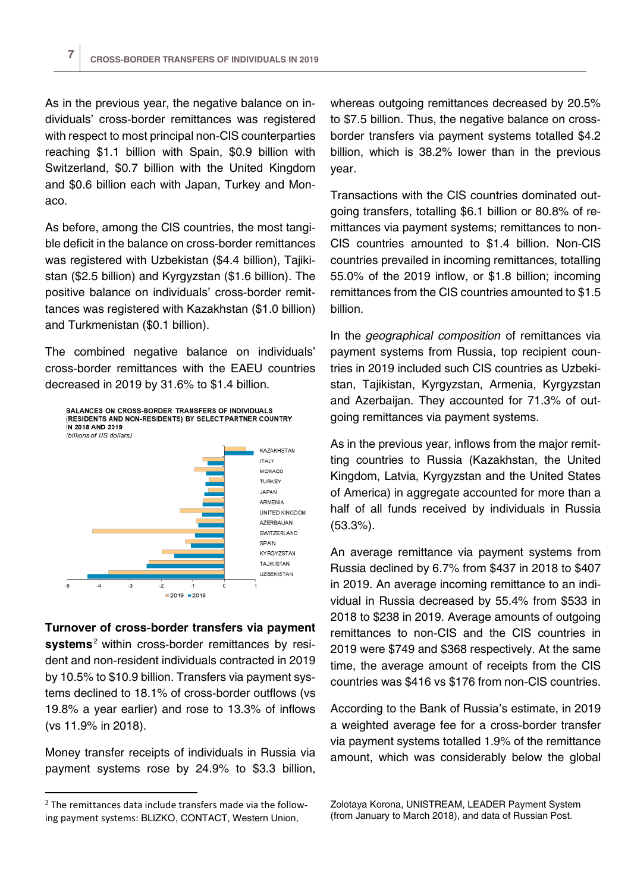As in the previous year, the negative balance on individuals' cross-border remittances was registered with respect to most principal non-CIS counterparties reaching $1.1 billion with Spain, $0.9 billion with Switzerland, $0.7 billion with the United Kingdom and $0.6 billion each with Japan, Turkey and Monaco.

As before, among the CIS countries, the most tangible deficit in the balance on cross-border remittances was registered with Uzbekistan ($4.4 billion), Tajikistan ($2.5 billion) and Kyrgyzstan ($1.6 billion). The positive balance on individuals' cross-border remittances was registered with Kazakhstan ($1.0 billion) and Turkmenistan ($0.1 billion).

The combined negative balance on individuals' cross-border remittances with the EAEU countries decreased in 2019 by 31.6% to $1.4 billion.

**BALANCES ON CROSS-BORDER TRANSFERS OF INDIVIDUALS (RESIDENTS AND NON-RESIDENTS) BY SELECT PARTNER COUNTRY IN 2018 AND 2019**
*(billions of US dollars)*

**Turnover of cross-border transfers via payment systems**[2] within cross-border remittances by resident and non-resident individuals contracted in 2019 by 10.5% to $10.9 billion. Transfers via payment systems declined to 18.1% of cross-border outflows (vs 19.8% a year earlier) and rose to 13.3% of inflows (vs 11.9% in 2018).

Money transfer receipts of individuals in Russia via payment systems rose by 24.9% to $3.3 billion, whereas outgoing remittances decreased by 20.5% to $7.5 billion. Thus, the negative balance on cross-border transfers via payment systems totalled $4.2 billion, which is 38.2% lower than in the previous year.

Transactions with the CIS countries dominated outgoing transfers, totalling $6.1 billion or 80.8% of remittances via payment systems; remittances to non-CIS countries amounted to $1.4 billion. Non-CIS countries prevailed in incoming remittances, totalling 55.0% of the 2019 inflow, or $1.8 billion; incoming remittances from the CIS countries amounted to $1.5 billion.

In the *geographical composition* of remittances via payment systems from Russia, top recipient countries in 2019 included such CIS countries as Uzbekistan, Tajikistan, Kyrgyzstan, Armenia, Kyrgyzstan and Azerbaijan. They accounted for 71.3% of outgoing remittances via payment systems.

As in the previous year, inflows from the major remitting countries to Russia (Kazakhstan, the United Kingdom, Latvia, Kyrgyzstan and the United States of America) in aggregate accounted for more than a half of all funds received by individuals in Russia (53.3%).

An average remittance via payment systems from Russia declined by 6.7% from $437 in 2018 to $407 in 2019. An average incoming remittance to an individual in Russia decreased by 55.4% from $533 in 2018 to $238 in 2019. Average amounts of outgoing remittances to non-CIS and the CIS countries in 2019 were $749 and $368 respectively. At the same time, the average amount of receipts from the CIS countries was $416 vs $176 from non-CIS countries.

According to the Bank of Russia's estimate, in 2019 a weighted average fee for a cross-border transfer via payment systems totalled 1.9% of the remittance amount, which was considerably below the global

[2] The remittances data include transfers made via the following payment systems: BLIZKO, CONTACT, Western Union, Zolotaya Korona, UNISTREAM, LEADER Payment System (from January to March 2018), and data of Russian Post.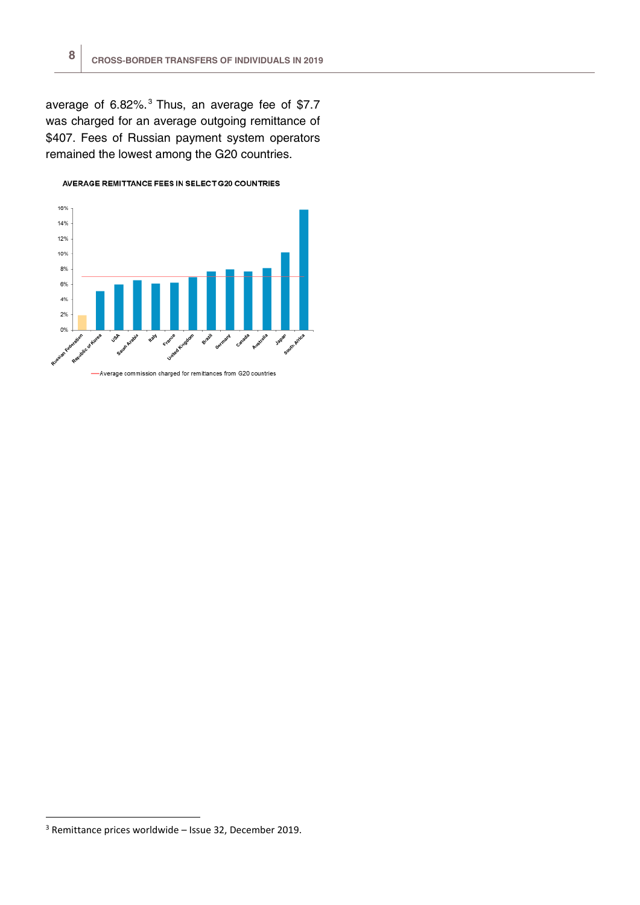average of 6.82%.[3] Thus, an average fee of $7.7 was charged for an average outgoing remittance of $407. Fees of Russian payment system operators remained the lowest among the G20 countries.

**AVERAGE REMITTANCE FEES IN SELECT G20 COUNTRIES**

16%
14%
12%
10%
8%
6%
4%
2%
0%

Russian Federation
Republic of Korea
USA
Saudi Arabia
Italy
France
United Kingdom
Brazil
Germany
Canada
Australia
Japan
South Africa

Average commission charged for remittances from G20 countries

---

[3] Remittance prices worldwide – Issue 32, December 2019.